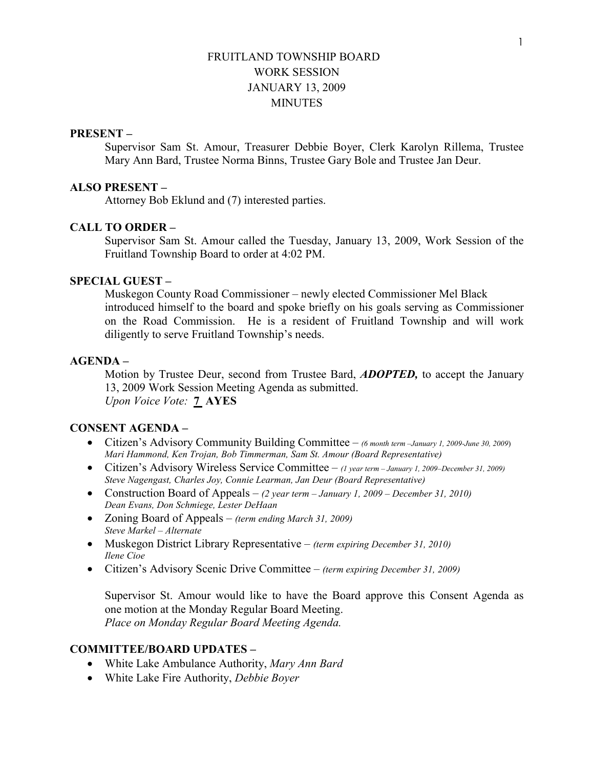# FRUITLAND TOWNSHIP BOARD
# WORK SESSION
# JANUARY 13, 2009
# MINUTES

**PRESENT –**

Supervisor Sam St. Amour, Treasurer Debbie Boyer, Clerk Karolyn Rillema, Trustee Mary Ann Bard, Trustee Norma Binns, Trustee Gary Bole and Trustee Jan Deur.

**ALSO PRESENT –**

Attorney Bob Eklund and (7) interested parties.

**CALL TO ORDER –**

Supervisor Sam St. Amour called the Tuesday, January 13, 2009, Work Session of the Fruitland Township Board to order at 4:02 PM.

**SPECIAL GUEST –**

Muskegon County Road Commissioner – newly elected Commissioner Mel Black introduced himself to the board and spoke briefly on his goals serving as Commissioner on the Road Commission. He is a resident of Fruitland Township and will work diligently to serve Fruitland Township's needs.

**AGENDA –**

Motion by Trustee Deur, second from Trustee Bard, ***ADOPTED,*** to accept the January 13, 2009 Work Session Meeting Agenda as submitted.
*Upon Voice Vote:* **7 AYES**

**CONSENT AGENDA –**

- Citizen's Advisory Community Building Committee – *(6 month term –January 1, 2009-June 30, 2009)*
  *Mari Hammond, Ken Trojan, Bob Timmerman, Sam St. Amour (Board Representative)*
- Citizen's Advisory Wireless Service Committee – *(1 year term – January 1, 2009–December 31, 2009)*
  *Steve Nagengast, Charles Joy, Connie Learman, Jan Deur (Board Representative)*
- Construction Board of Appeals – *(2 year term – January 1, 2009 – December 31, 2010)*
  *Dean Evans, Don Schmiege, Lester DeHaan*
- Zoning Board of Appeals – *(term ending March 31, 2009)*
  *Steve Markel – Alternate*
- Muskegon District Library Representative – *(term expiring December 31, 2010)*
  *Ilene Cioe*
- Citizen's Advisory Scenic Drive Committee – *(term expiring December 31, 2009)*

Supervisor St. Amour would like to have the Board approve this Consent Agenda as one motion at the Monday Regular Board Meeting.
*Place on Monday Regular Board Meeting Agenda.*

**COMMITTEE/BOARD UPDATES –**

- White Lake Ambulance Authority, *Mary Ann Bard*
- White Lake Fire Authority, *Debbie Boyer*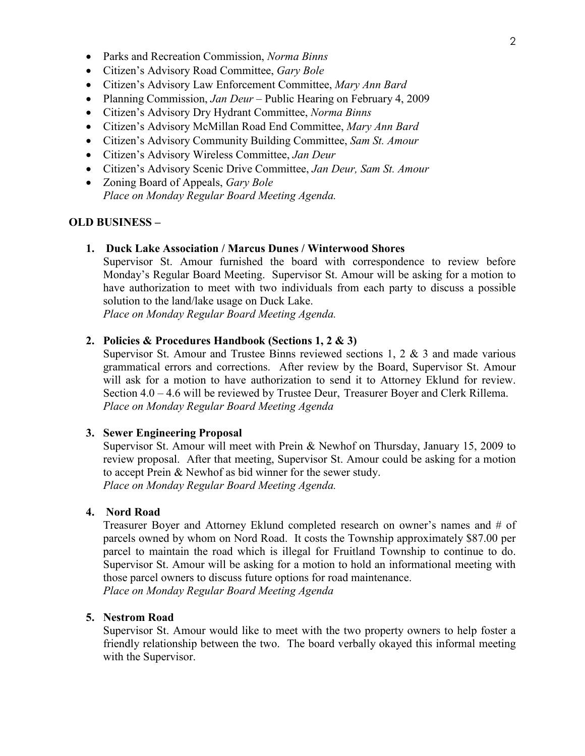- Parks and Recreation Commission, *Norma Binns*
- Citizen's Advisory Road Committee, *Gary Bole*
- Citizen's Advisory Law Enforcement Committee, *Mary Ann Bard*
- Planning Commission, *Jan Deur* – Public Hearing on February 4, 2009
- Citizen's Advisory Dry Hydrant Committee, *Norma Binns*
- Citizen's Advisory McMillan Road End Committee, *Mary Ann Bard*
- Citizen's Advisory Community Building Committee, *Sam St. Amour*
- Citizen's Advisory Wireless Committee, *Jan Deur*
- Citizen's Advisory Scenic Drive Committee, *Jan Deur, Sam St. Amour*
- Zoning Board of Appeals, *Gary Bole*
  *Place on Monday Regular Board Meeting Agenda.*

**OLD BUSINESS –**

1. **Duck Lake Association / Marcus Dunes / Winterwood Shores**
   Supervisor St. Amour furnished the board with correspondence to review before Monday's Regular Board Meeting. Supervisor St. Amour will be asking for a motion to have authorization to meet with two individuals from each party to discuss a possible solution to the land/lake usage on Duck Lake.
   *Place on Monday Regular Board Meeting Agenda.*

2. **Policies & Procedures Handbook (Sections 1, 2 & 3)**
   Supervisor St. Amour and Trustee Binns reviewed sections 1, 2 & 3 and made various grammatical errors and corrections. After review by the Board, Supervisor St. Amour will ask for a motion to have authorization to send it to Attorney Eklund for review. Section 4.0 – 4.6 will be reviewed by Trustee Deur, Treasurer Boyer and Clerk Rillema.
   *Place on Monday Regular Board Meeting Agenda*

3. **Sewer Engineering Proposal**
   Supervisor St. Amour will meet with Prein & Newhof on Thursday, January 15, 2009 to review proposal. After that meeting, Supervisor St. Amour could be asking for a motion to accept Prein & Newhof as bid winner for the sewer study.
   *Place on Monday Regular Board Meeting Agenda.*

4. **Nord Road**
   Treasurer Boyer and Attorney Eklund completed research on owner's names and # of parcels owned by whom on Nord Road. It costs the Township approximately $87.00 per parcel to maintain the road which is illegal for Fruitland Township to continue to do. Supervisor St. Amour will be asking for a motion to hold an informational meeting with those parcel owners to discuss future options for road maintenance.
   *Place on Monday Regular Board Meeting Agenda*

5. **Nestrom Road**
   Supervisor St. Amour would like to meet with the two property owners to help foster a friendly relationship between the two. The board verbally okayed this informal meeting with the Supervisor.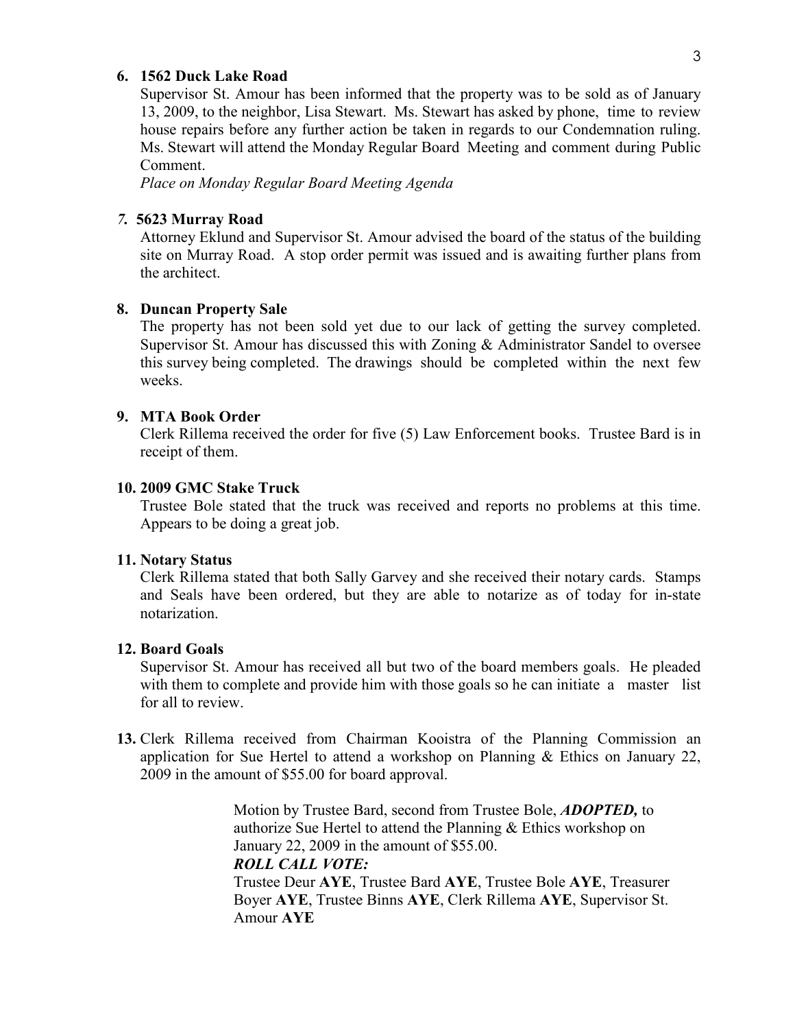**6. 1562 Duck Lake Road**

Supervisor St. Amour has been informed that the property was to be sold as of January 13, 2009, to the neighbor, Lisa Stewart. Ms. Stewart has asked by phone, time to review house repairs before any further action be taken in regards to our Condemnation ruling. Ms. Stewart will attend the Monday Regular Board Meeting and comment during Public Comment.

*Place on Monday Regular Board Meeting Agenda*

***7.* 5623 Murray Road**

Attorney Eklund and Supervisor St. Amour advised the board of the status of the building site on Murray Road. A stop order permit was issued and is awaiting further plans from the architect.

**8. Duncan Property Sale**

The property has not been sold yet due to our lack of getting the survey completed. Supervisor St. Amour has discussed this with Zoning & Administrator Sandel to oversee this survey being completed. The drawings should be completed within the next few weeks.

**9. MTA Book Order**

Clerk Rillema received the order for five (5) Law Enforcement books. Trustee Bard is in receipt of them.

**10. 2009 GMC Stake Truck**

Trustee Bole stated that the truck was received and reports no problems at this time. Appears to be doing a great job.

**11. Notary Status**

Clerk Rillema stated that both Sally Garvey and she received their notary cards. Stamps and Seals have been ordered, but they are able to notarize as of today for in-state notarization.

**12. Board Goals**

Supervisor St. Amour has received all but two of the board members goals. He pleaded with them to complete and provide him with those goals so he can initiate a master list for all to review.

**13.** Clerk Rillema received from Chairman Kooistra of the Planning Commission an application for Sue Hertel to attend a workshop on Planning & Ethics on January 22, 2009 in the amount of $55.00 for board approval.

> Motion by Trustee Bard, second from Trustee Bole, ***ADOPTED,*** to authorize Sue Hertel to attend the Planning & Ethics workshop on January 22, 2009 in the amount of $55.00.
>
> ***ROLL CALL VOTE:***
>
> Trustee Deur **AYE**, Trustee Bard **AYE**, Trustee Bole **AYE**, Treasurer Boyer **AYE**, Trustee Binns **AYE**, Clerk Rillema **AYE**, Supervisor St. Amour **AYE**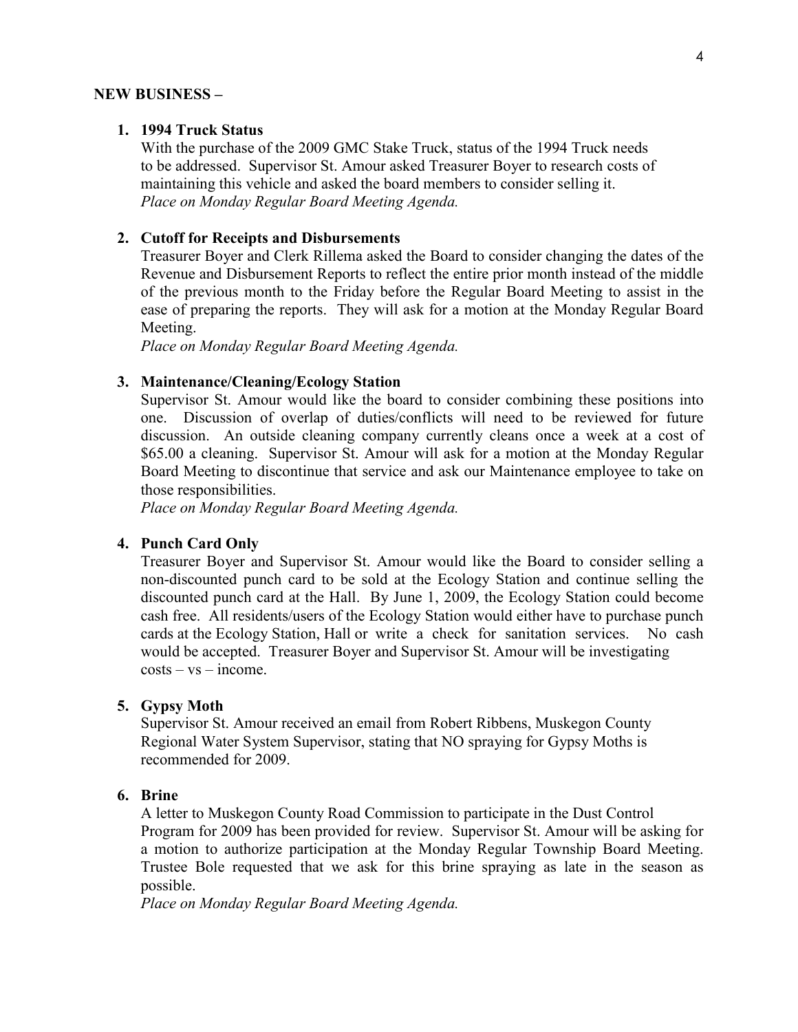**NEW BUSINESS –**

1. **1994 Truck Status**
   With the purchase of the 2009 GMC Stake Truck, status of the 1994 Truck needs to be addressed. Supervisor St. Amour asked Treasurer Boyer to research costs of maintaining this vehicle and asked the board members to consider selling it.
   *Place on Monday Regular Board Meeting Agenda.*

2. **Cutoff for Receipts and Disbursements**
   Treasurer Boyer and Clerk Rillema asked the Board to consider changing the dates of the Revenue and Disbursement Reports to reflect the entire prior month instead of the middle of the previous month to the Friday before the Regular Board Meeting to assist in the ease of preparing the reports. They will ask for a motion at the Monday Regular Board Meeting.
   *Place on Monday Regular Board Meeting Agenda.*

3. **Maintenance/Cleaning/Ecology Station**
   Supervisor St. Amour would like the board to consider combining these positions into one. Discussion of overlap of duties/conflicts will need to be reviewed for future discussion. An outside cleaning company currently cleans once a week at a cost of $65.00 a cleaning. Supervisor St. Amour will ask for a motion at the Monday Regular Board Meeting to discontinue that service and ask our Maintenance employee to take on those responsibilities.
   *Place on Monday Regular Board Meeting Agenda.*

4. **Punch Card Only**
   Treasurer Boyer and Supervisor St. Amour would like the Board to consider selling a non-discounted punch card to be sold at the Ecology Station and continue selling the discounted punch card at the Hall. By June 1, 2009, the Ecology Station could become cash free. All residents/users of the Ecology Station would either have to purchase punch cards at the Ecology Station, Hall or write a check for sanitation services. No cash would be accepted. Treasurer Boyer and Supervisor St. Amour will be investigating costs – vs – income.

5. **Gypsy Moth**
   Supervisor St. Amour received an email from Robert Ribbens, Muskegon County Regional Water System Supervisor, stating that NO spraying for Gypsy Moths is recommended for 2009.

6. **Brine**
   A letter to Muskegon County Road Commission to participate in the Dust Control Program for 2009 has been provided for review. Supervisor St. Amour will be asking for a motion to authorize participation at the Monday Regular Township Board Meeting. Trustee Bole requested that we ask for this brine spraying as late in the season as possible.
   *Place on Monday Regular Board Meeting Agenda.*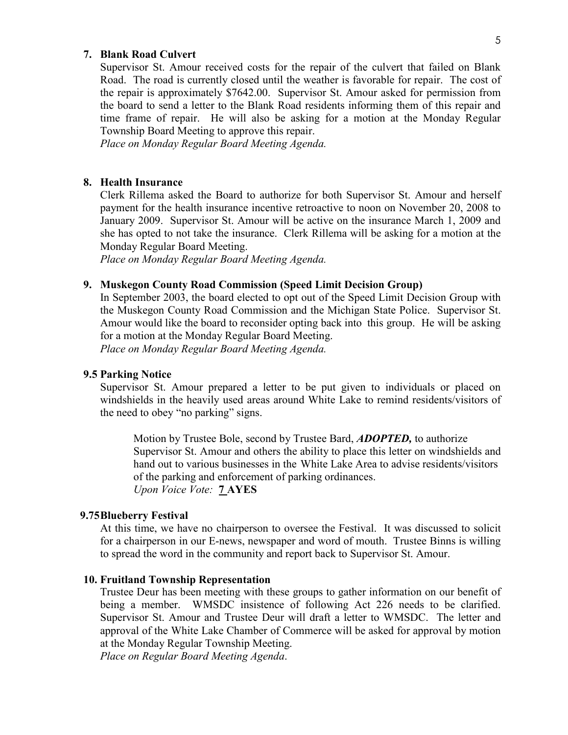**7. Blank Road Culvert**

Supervisor St. Amour received costs for the repair of the culvert that failed on Blank Road. The road is currently closed until the weather is favorable for repair. The cost of the repair is approximately $7642.00. Supervisor St. Amour asked for permission from the board to send a letter to the Blank Road residents informing them of this repair and time frame of repair. He will also be asking for a motion at the Monday Regular Township Board Meeting to approve this repair.

*Place on Monday Regular Board Meeting Agenda.*

**8. Health Insurance**

Clerk Rillema asked the Board to authorize for both Supervisor St. Amour and herself payment for the health insurance incentive retroactive to noon on November 20, 2008 to January 2009. Supervisor St. Amour will be active on the insurance March 1, 2009 and she has opted to not take the insurance. Clerk Rillema will be asking for a motion at the Monday Regular Board Meeting.

*Place on Monday Regular Board Meeting Agenda.*

**9. Muskegon County Road Commission (Speed Limit Decision Group)**

In September 2003, the board elected to opt out of the Speed Limit Decision Group with the Muskegon County Road Commission and the Michigan State Police. Supervisor St. Amour would like the board to reconsider opting back into this group. He will be asking for a motion at the Monday Regular Board Meeting.

*Place on Monday Regular Board Meeting Agenda.*

**9.5 Parking Notice**

Supervisor St. Amour prepared a letter to be put given to individuals or placed on windshields in the heavily used areas around White Lake to remind residents/visitors of the need to obey "no parking" signs.

> Motion by Trustee Bole, second by Trustee Bard, ***ADOPTED,*** to authorize Supervisor St. Amour and others the ability to place this letter on windshields and hand out to various businesses in the White Lake Area to advise residents/visitors of the parking and enforcement of parking ordinances.
> *Upon Voice Vote:* **7 AYES**

**9.75 Blueberry Festival**

At this time, we have no chairperson to oversee the Festival. It was discussed to solicit for a chairperson in our E-news, newspaper and word of mouth. Trustee Binns is willing to spread the word in the community and report back to Supervisor St. Amour.

**10. Fruitland Township Representation**

Trustee Deur has been meeting with these groups to gather information on our benefit of being a member. WMSDC insistence of following Act 226 needs to be clarified. Supervisor St. Amour and Trustee Deur will draft a letter to WMSDC. The letter and approval of the White Lake Chamber of Commerce will be asked for approval by motion at the Monday Regular Township Meeting.

*Place on Regular Board Meeting Agenda*.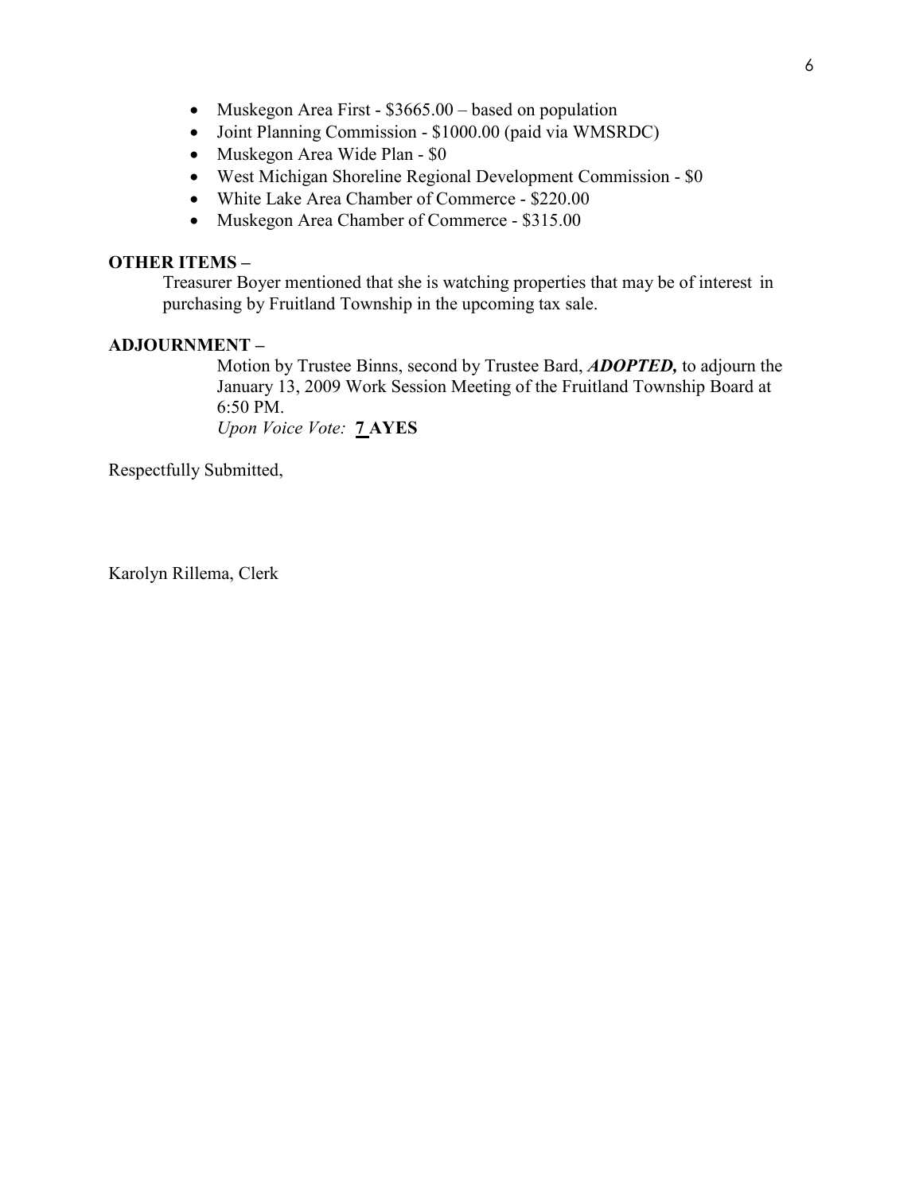- Muskegon Area First - $3665.00 – based on population
- Joint Planning Commission - $1000.00 (paid via WMSRDC)
- Muskegon Area Wide Plan - $0
- West Michigan Shoreline Regional Development Commission - $0
- White Lake Area Chamber of Commerce - $220.00
- Muskegon Area Chamber of Commerce - $315.00

**OTHER ITEMS –**

Treasurer Boyer mentioned that she is watching properties that may be of interest in purchasing by Fruitland Township in the upcoming tax sale.

**ADJOURNMENT –**

Motion by Trustee Binns, second by Trustee Bard, ***ADOPTED,*** to adjourn the January 13, 2009 Work Session Meeting of the Fruitland Township Board at 6:50 PM.
*Upon Voice Vote:* **7 AYES**

Respectfully Submitted,

Karolyn Rillema, Clerk